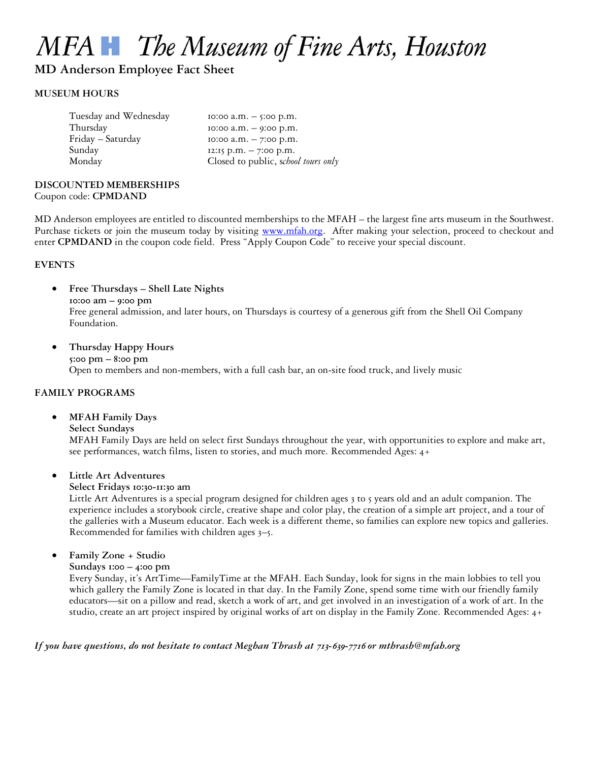# MFA The Museum of Fine Arts, Houston

## MD Anderson Employee Fact Sheet

### MUSEUM HOURS

| | |
|---|---|
| Tuesday and Wednesday | 10:00 a.m. – 5:00 p.m. |
| Thursday | 10:00 a.m. – 9:00 p.m. |
| Friday – Saturday | 10:00 a.m. – 7:00 p.m. |
| Sunday | 12:15 p.m. – 7:00 p.m. |
| Monday | Closed to public, s*chool tours only* |

### DISCOUNTED MEMBERSHIPS

Coupon code: **CPMDAND**

MD Anderson employees are entitled to discounted memberships to the MFAH – the largest fine arts museum in the Southwest. Purchase tickets or join the museum today by visiting www.mfah.org. After making your selection, proceed to checkout and enter **CPMDAND** in the coupon code field. Press "Apply Coupon Code" to receive your special discount.

### EVENTS

- **Free Thursdays – Shell Late Nights**
  **10:00 am – 9:00 pm**
  Free general admission, and later hours, on Thursdays is courtesy of a generous gift from the Shell Oil Company Foundation.

- **Thursday Happy Hours**
  **5:00 pm – 8:00 pm**
  Open to members and non-members, with a full cash bar, an on-site food truck, and lively music

### FAMILY PROGRAMS

- **MFAH Family Days**
  **Select Sundays**
  MFAH Family Days are held on select first Sundays throughout the year, with opportunities to explore and make art, see performances, watch films, listen to stories, and much more. Recommended Ages: 4+

- **Little Art Adventures**
  **Select Fridays 10:30-11:30 am**
  Little Art Adventures is a special program designed for children ages 3 to 5 years old and an adult companion. The experience includes a storybook circle, creative shape and color play, the creation of a simple art project, and a tour of the galleries with a Museum educator. Each week is a different theme, so families can explore new topics and galleries. Recommended for families with children ages 3–5.

- **Family Zone + Studio**
  **Sundays 1:00 – 4:00 pm**
  Every Sunday, it's ArtTime—FamilyTime at the MFAH. Each Sunday, look for signs in the main lobbies to tell you which gallery the Family Zone is located in that day. In the Family Zone, spend some time with our friendly family educators—sit on a pillow and read, sketch a work of art, and get involved in an investigation of a work of art. In the studio, create an art project inspired by original works of art on display in the Family Zone. Recommended Ages: 4+

*If you have questions, do not hesitate to contact Meghan Thrash at 713-639-7716 or mthrash@mfah.org*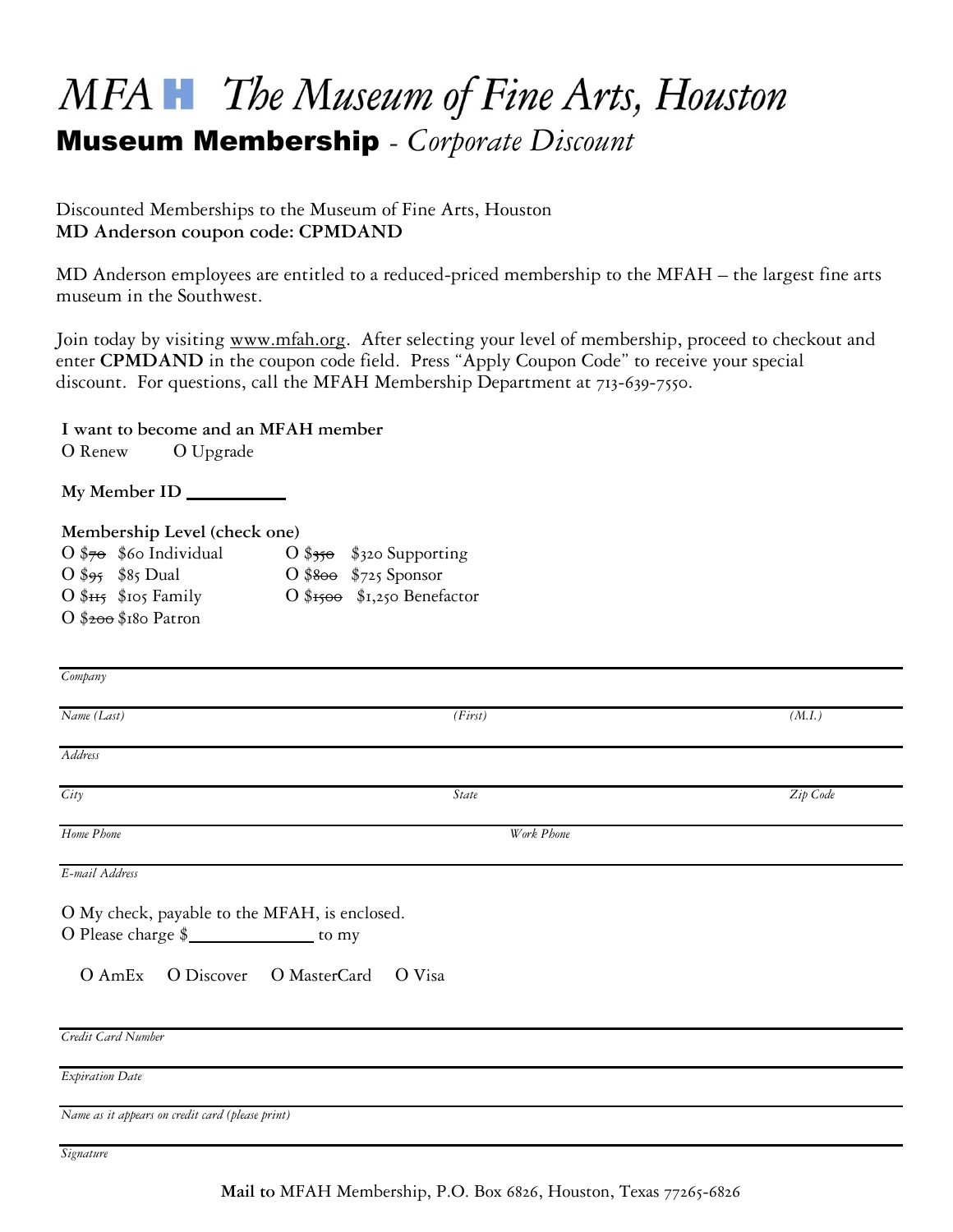# MFA The Museum of Fine Arts, Houston

## **Museum Membership** - *Corporate Discount*

Discounted Memberships to the Museum of Fine Arts, Houston
**MD Anderson coupon code: CPMDAND**

MD Anderson employees are entitled to a reduced-priced membership to the MFAH – the largest fine arts museum in the Southwest.

Join today by visiting www.mfah.org. After selecting your level of membership, proceed to checkout and enter **CPMDAND** in the coupon code field. Press "Apply Coupon Code" to receive your special discount. For questions, call the MFAH Membership Department at 713-639-7550.

**I want to become and an MFAH member**
O Renew O Upgrade

**My Member ID** ___________

**Membership Level (check one)**

O $~~70~~ $60 Individual
O $~~95~~ $85 Dual
O $~~115~~ $105 Family
O $~~200~~ $180 Patron
O $~~350~~ $320 Supporting
O $~~800~~ $725 Sponsor
O $~~1500~~ $1,250 Benefactor

*Company*

*Name (Last)* *(First)* *(M.I.)*

*Address*

*City* *State* *Zip Code*

*Home Phone* *Work Phone*

*E-mail Address*

O My check, payable to the MFAH, is enclosed.
O Please charge $______________ to my

O AmEx O Discover O MasterCard O Visa

*Credit Card Number*

*Expiration Date*

*Name as it appears on credit card (please print)*

*Signature*

**Mail to** MFAH Membership, P.O. Box 6826, Houston, Texas 77265-6826